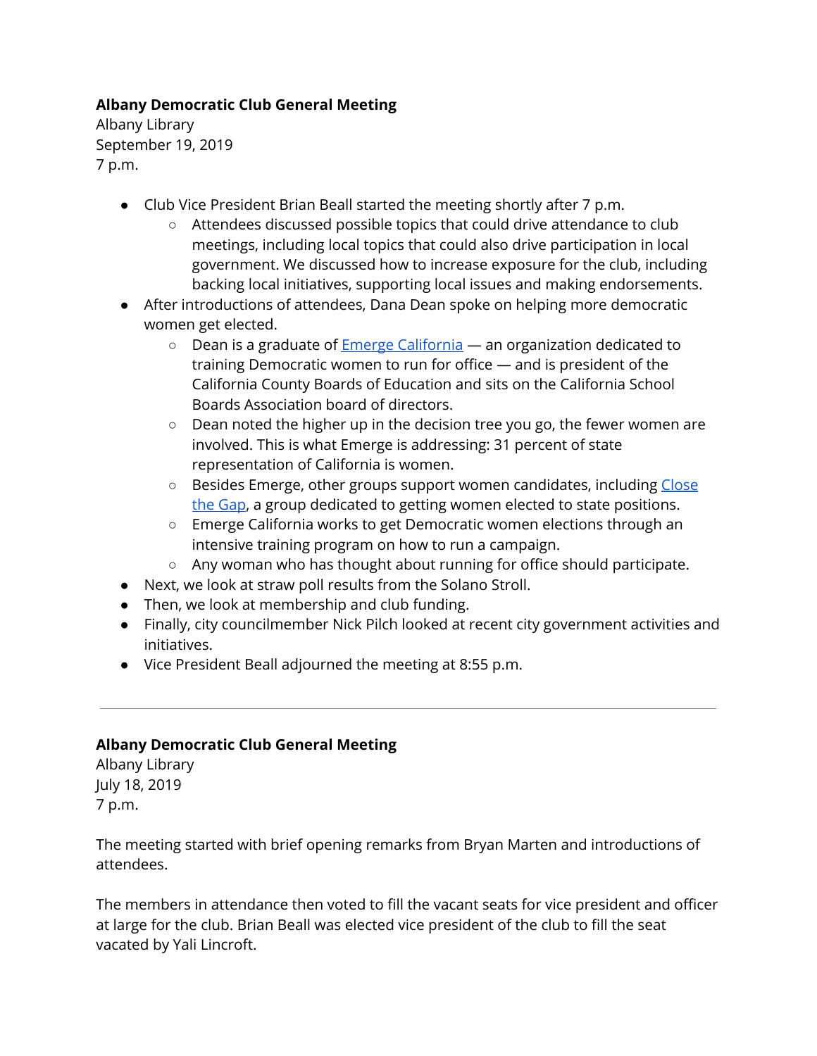**Albany Democratic Club General Meeting**
Albany Library
September 19, 2019
7 p.m.

- Club Vice President Brian Beall started the meeting shortly after 7 p.m.
  - Attendees discussed possible topics that could drive attendance to club meetings, including local topics that could also drive participation in local government. We discussed how to increase exposure for the club, including backing local initiatives, supporting local issues and making endorsements.
- After introductions of attendees, Dana Dean spoke on helping more democratic women get elected.
  - Dean is a graduate of Emerge California — an organization dedicated to training Democratic women to run for office — and is president of the California County Boards of Education and sits on the California School Boards Association board of directors.
  - Dean noted the higher up in the decision tree you go, the fewer women are involved. This is what Emerge is addressing: 31 percent of state representation of California is women.
  - Besides Emerge, other groups support women candidates, including Close the Gap, a group dedicated to getting women elected to state positions.
  - Emerge California works to get Democratic women elections through an intensive training program on how to run a campaign.
  - Any woman who has thought about running for office should participate.
- Next, we look at straw poll results from the Solano Stroll.
- Then, we look at membership and club funding.
- Finally, city councilmember Nick Pilch looked at recent city government activities and initiatives.
- Vice President Beall adjourned the meeting at 8:55 p.m.

---

**Albany Democratic Club General Meeting**
Albany Library
July 18, 2019
7 p.m.

The meeting started with brief opening remarks from Bryan Marten and introductions of attendees.

The members in attendance then voted to fill the vacant seats for vice president and officer at large for the club. Brian Beall was elected vice president of the club to fill the seat vacated by Yali Lincroft.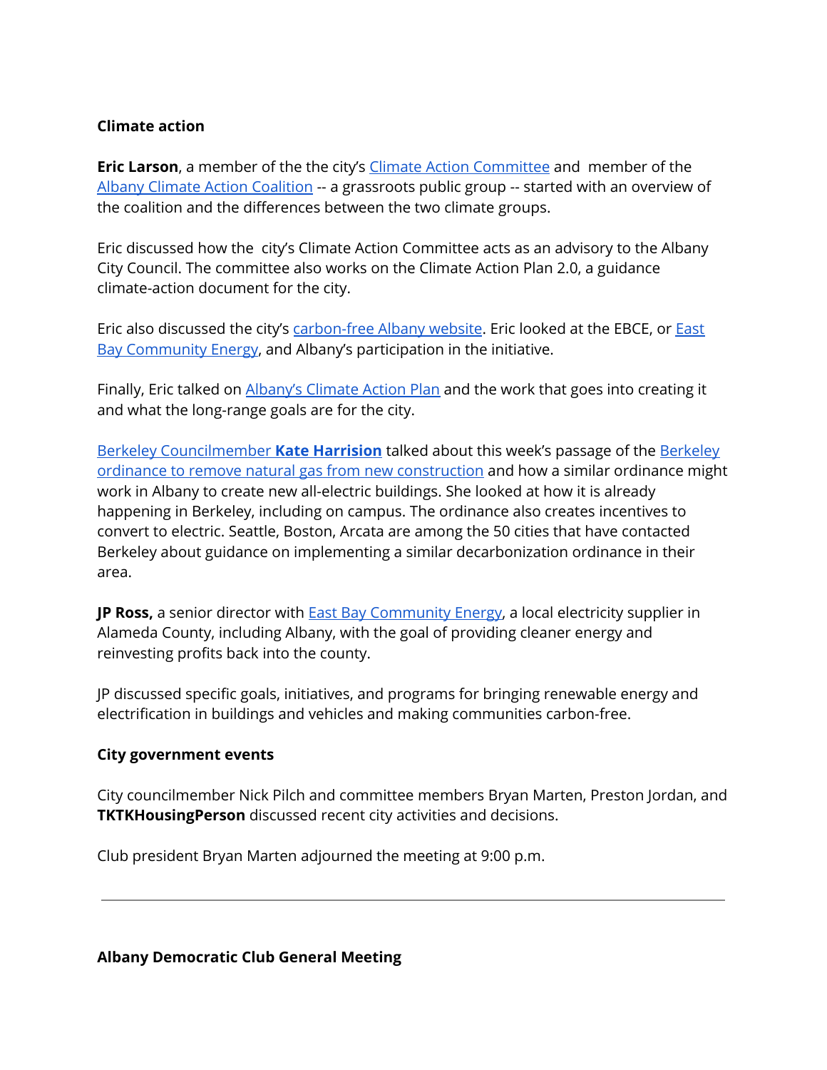**Climate action**

**Eric Larson**, a member of the the city's Climate Action Committee and  member of the Albany Climate Action Coalition -- a grassroots public group -- started with an overview of the coalition and the differences between the two climate groups.

Eric discussed how the  city's Climate Action Committee acts as an advisory to the Albany City Council. The committee also works on the Climate Action Plan 2.0, a guidance climate-action document for the city.

Eric also discussed the city's carbon-free Albany website. Eric looked at the EBCE, or East Bay Community Energy, and Albany's participation in the initiative.

Finally, Eric talked on Albany's Climate Action Plan and the work that goes into creating it and what the long-range goals are for the city.

Berkeley Councilmember **Kate Harrision** talked about this week's passage of the Berkeley ordinance to remove natural gas from new construction and how a similar ordinance might work in Albany to create new all-electric buildings. She looked at how it is already happening in Berkeley, including on campus. The ordinance also creates incentives to convert to electric. Seattle, Boston, Arcata are among the 50 cities that have contacted Berkeley about guidance on implementing a similar decarbonization ordinance in their area.

**JP Ross,** a senior director with East Bay Community Energy, a local electricity supplier in Alameda County, including Albany, with the goal of providing cleaner energy and reinvesting profits back into the county.

JP discussed specific goals, initiatives, and programs for bringing renewable energy and electrification in buildings and vehicles and making communities carbon-free.

**City government events**

City councilmember Nick Pilch and committee members Bryan Marten, Preston Jordan, and **TKTKHousingPerson** discussed recent city activities and decisions.

Club president Bryan Marten adjourned the meeting at 9:00 p.m.

---

**Albany Democratic Club General Meeting**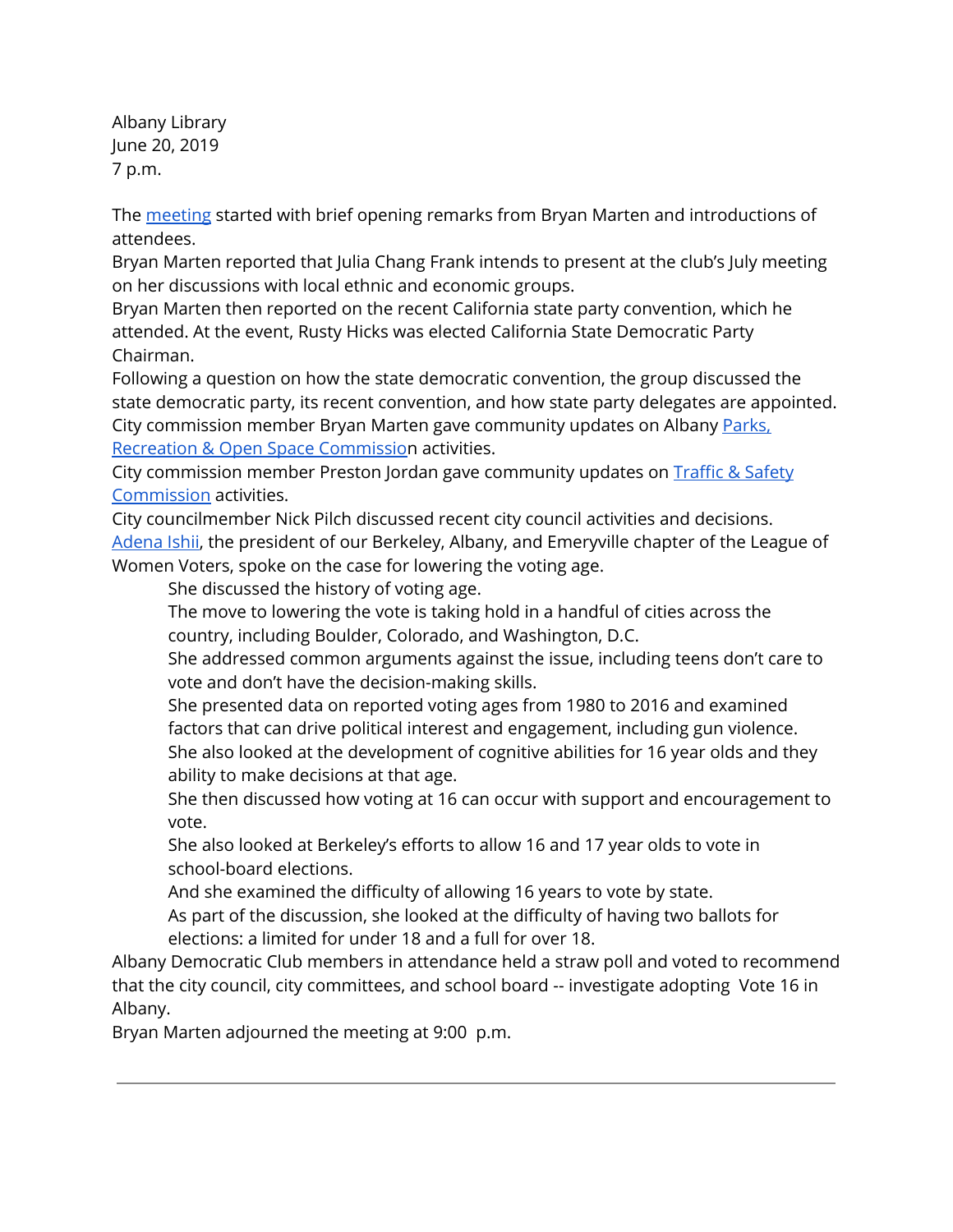Albany Library
June 20, 2019
7 p.m.

The meeting started with brief opening remarks from Bryan Marten and introductions of attendees.

Bryan Marten reported that Julia Chang Frank intends to present at the club's July meeting on her discussions with local ethnic and economic groups.

Bryan Marten then reported on the recent California state party convention, which he attended. At the event, Rusty Hicks was elected California State Democratic Party Chairman.

Following a question on how the state democratic convention, the group discussed the state democratic party, its recent convention, and how state party delegates are appointed.

City commission member Bryan Marten gave community updates on Albany Parks, Recreation & Open Space Commission activities.

City commission member Preston Jordan gave community updates on Traffic & Safety Commission activities.

City councilmember Nick Pilch discussed recent city council activities and decisions.

Adena Ishii, the president of our Berkeley, Albany, and Emeryville chapter of the League of Women Voters, spoke on the case for lowering the voting age.

> She discussed the history of voting age.
>
> The move to lowering the vote is taking hold in a handful of cities across the country, including Boulder, Colorado, and Washington, D.C.
>
> She addressed common arguments against the issue, including teens don't care to vote and don't have the decision-making skills.
>
> She presented data on reported voting ages from 1980 to 2016 and examined factors that can drive political interest and engagement, including gun violence.
>
> She also looked at the development of cognitive abilities for 16 year olds and they ability to make decisions at that age.
>
> She then discussed how voting at 16 can occur with support and encouragement to vote.
>
> She also looked at Berkeley's efforts to allow 16 and 17 year olds to vote in school-board elections.
>
> And she examined the difficulty of allowing 16 years to vote by state.
>
> As part of the discussion, she looked at the difficulty of having two ballots for elections: a limited for under 18 and a full for over 18.

Albany Democratic Club members in attendance held a straw poll and voted to recommend that the city council, city committees, and school board -- investigate adopting Vote 16 in Albany.

Bryan Marten adjourned the meeting at 9:00 p.m.

---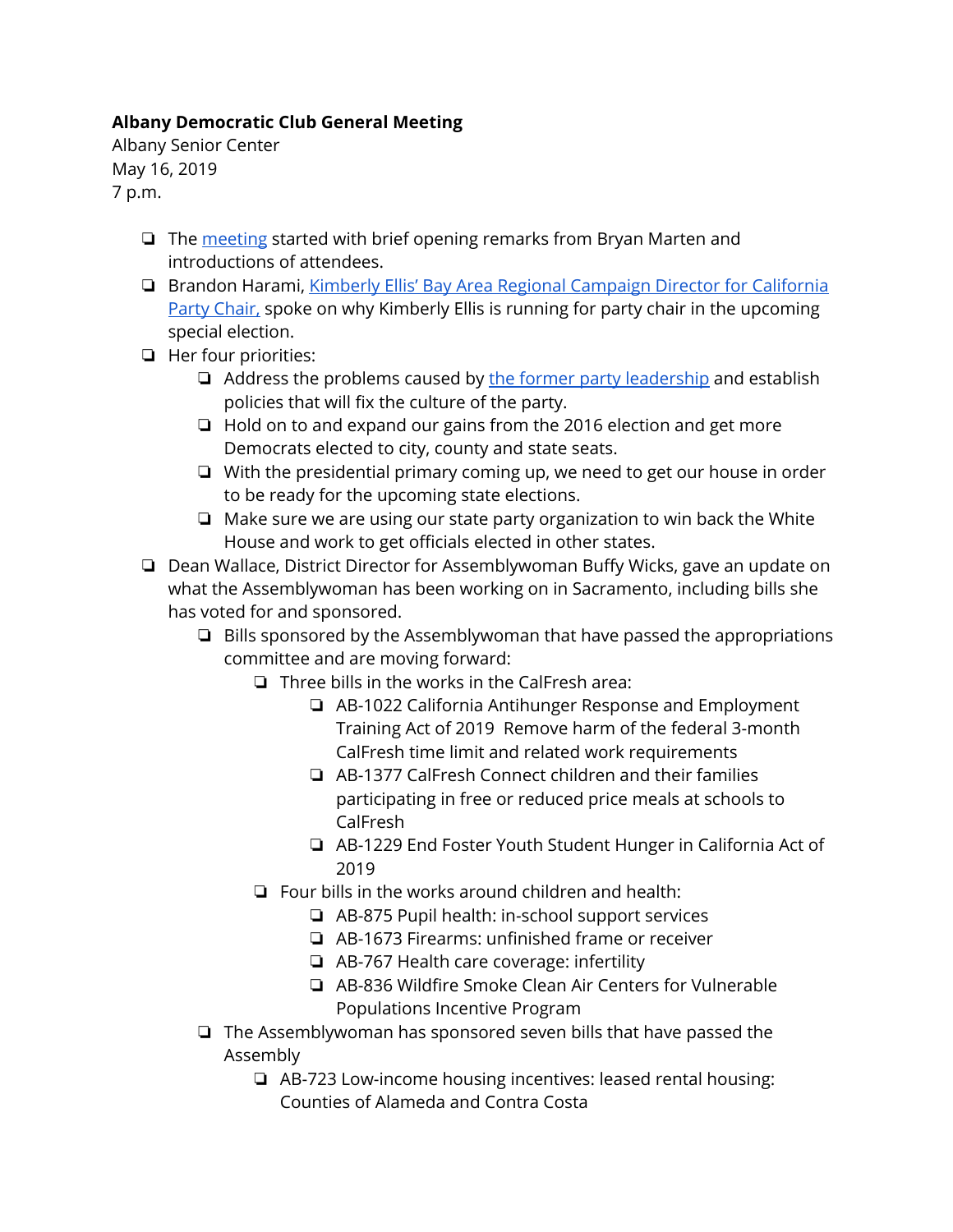**Albany Democratic Club General Meeting**
Albany Senior Center
May 16, 2019
7 p.m.

- The meeting started with brief opening remarks from Bryan Marten and introductions of attendees.
- Brandon Harami, Kimberly Ellis' Bay Area Regional Campaign Director for California Party Chair, spoke on why Kimberly Ellis is running for party chair in the upcoming special election.
- Her four priorities:
  - Address the problems caused by the former party leadership and establish policies that will fix the culture of the party.
  - Hold on to and expand our gains from the 2016 election and get more Democrats elected to city, county and state seats.
  - With the presidential primary coming up, we need to get our house in order to be ready for the upcoming state elections.
  - Make sure we are using our state party organization to win back the White House and work to get officials elected in other states.
- Dean Wallace, District Director for Assemblywoman Buffy Wicks, gave an update on what the Assemblywoman has been working on in Sacramento, including bills she has voted for and sponsored.
  - Bills sponsored by the Assemblywoman that have passed the appropriations committee and are moving forward:
    - Three bills in the works in the CalFresh area:
      - AB-1022 California Antihunger Response and Employment Training Act of 2019 Remove harm of the federal 3-month CalFresh time limit and related work requirements
      - AB-1377 CalFresh Connect children and their families participating in free or reduced price meals at schools to CalFresh
      - AB-1229 End Foster Youth Student Hunger in California Act of 2019
    - Four bills in the works around children and health:
      - AB-875 Pupil health: in-school support services
      - AB-1673 Firearms: unfinished frame or receiver
      - AB-767 Health care coverage: infertility
      - AB-836 Wildfire Smoke Clean Air Centers for Vulnerable Populations Incentive Program
  - The Assemblywoman has sponsored seven bills that have passed the Assembly
    - AB-723 Low-income housing incentives: leased rental housing: Counties of Alameda and Contra Costa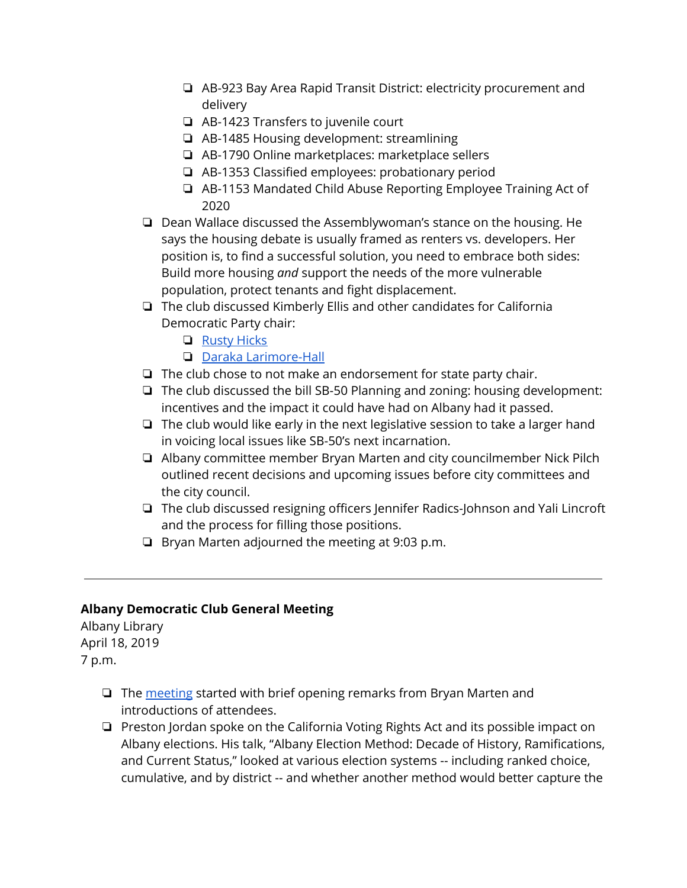- AB-923 Bay Area Rapid Transit District: electricity procurement and delivery
    - AB-1423 Transfers to juvenile court
    - AB-1485 Housing development: streamlining
    - AB-1790 Online marketplaces: marketplace sellers
    - AB-1353 Classified employees: probationary period
    - AB-1153 Mandated Child Abuse Reporting Employee Training Act of 2020
- Dean Wallace discussed the Assemblywoman's stance on the housing. He says the housing debate is usually framed as renters vs. developers. Her position is, to find a successful solution, you need to embrace both sides: Build more housing *and* support the needs of the more vulnerable population, protect tenants and fight displacement.
- The club discussed Kimberly Ellis and other candidates for California Democratic Party chair:
    - Rusty Hicks
    - Daraka Larimore-Hall
- The club chose to not make an endorsement for state party chair.
- The club discussed the bill SB-50 Planning and zoning: housing development: incentives and the impact it could have had on Albany had it passed.
- The club would like early in the next legislative session to take a larger hand in voicing local issues like SB-50's next incarnation.
- Albany committee member Bryan Marten and city councilmember Nick Pilch outlined recent decisions and upcoming issues before city committees and the city council.
- The club discussed resigning officers Jennifer Radics-Johnson and Yali Lincroft and the process for filling those positions.
- Bryan Marten adjourned the meeting at 9:03 p.m.

---

**Albany Democratic Club General Meeting**
Albany Library
April 18, 2019
7 p.m.

- The meeting started with brief opening remarks from Bryan Marten and introductions of attendees.
- Preston Jordan spoke on the California Voting Rights Act and its possible impact on Albany elections. His talk, "Albany Election Method: Decade of History, Ramifications, and Current Status," looked at various election systems -- including ranked choice, cumulative, and by district -- and whether another method would better capture the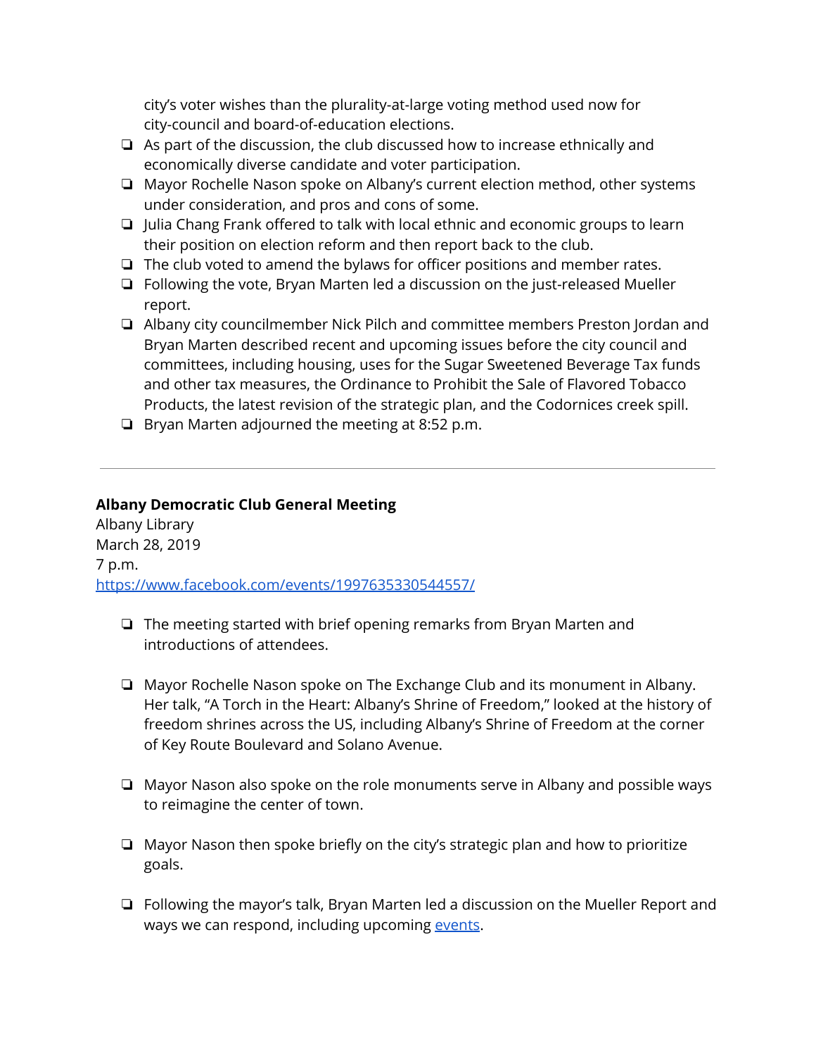city's voter wishes than the plurality-at-large voting method used now for city-council and board-of-education elections.

- As part of the discussion, the club discussed how to increase ethnically and economically diverse candidate and voter participation.
- Mayor Rochelle Nason spoke on Albany's current election method, other systems under consideration, and pros and cons of some.
- Julia Chang Frank offered to talk with local ethnic and economic groups to learn their position on election reform and then report back to the club.
- The club voted to amend the bylaws for officer positions and member rates.
- Following the vote, Bryan Marten led a discussion on the just-released Mueller report.
- Albany city councilmember Nick Pilch and committee members Preston Jordan and Bryan Marten described recent and upcoming issues before the city council and committees, including housing, uses for the Sugar Sweetened Beverage Tax funds and other tax measures, the Ordinance to Prohibit the Sale of Flavored Tobacco Products, the latest revision of the strategic plan, and the Codornices creek spill.
- Bryan Marten adjourned the meeting at 8:52 p.m.

---

**Albany Democratic Club General Meeting**
Albany Library
March 28, 2019
7 p.m.
[https://www.facebook.com/events/1997635330544557/](https://www.facebook.com/events/1997635330544557/)

- The meeting started with brief opening remarks from Bryan Marten and introductions of attendees.

- Mayor Rochelle Nason spoke on The Exchange Club and its monument in Albany. Her talk, "A Torch in the Heart: Albany's Shrine of Freedom," looked at the history of freedom shrines across the US, including Albany's Shrine of Freedom at the corner of Key Route Boulevard and Solano Avenue.

- Mayor Nason also spoke on the role monuments serve in Albany and possible ways to reimagine the center of town.

- Mayor Nason then spoke briefly on the city's strategic plan and how to prioritize goals.

- Following the mayor's talk, Bryan Marten led a discussion on the Mueller Report and ways we can respond, including upcoming events.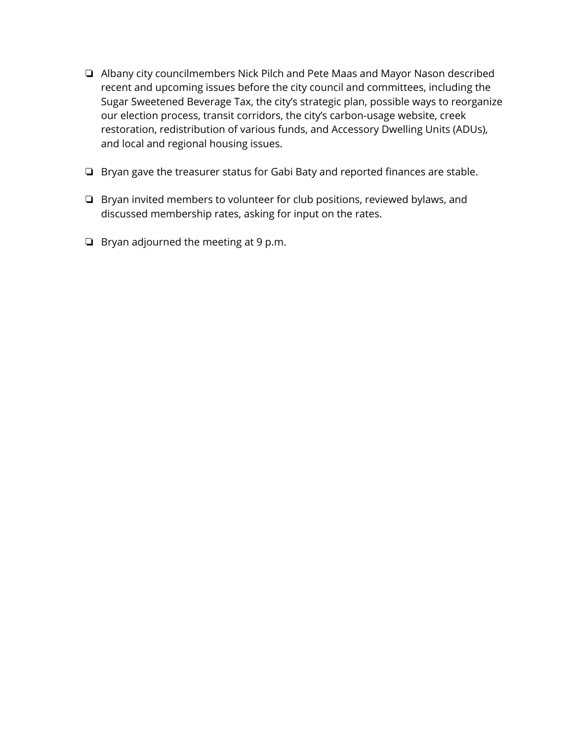- Albany city councilmembers Nick Pilch and Pete Maas and Mayor Nason described recent and upcoming issues before the city council and committees, including the Sugar Sweetened Beverage Tax, the city's strategic plan, possible ways to reorganize our election process, transit corridors, the city's carbon-usage website, creek restoration, redistribution of various funds, and Accessory Dwelling Units (ADUs), and local and regional housing issues.

- Bryan gave the treasurer status for Gabi Baty and reported finances are stable.

- Bryan invited members to volunteer for club positions, reviewed bylaws, and discussed membership rates, asking for input on the rates.

- Bryan adjourned the meeting at 9 p.m.